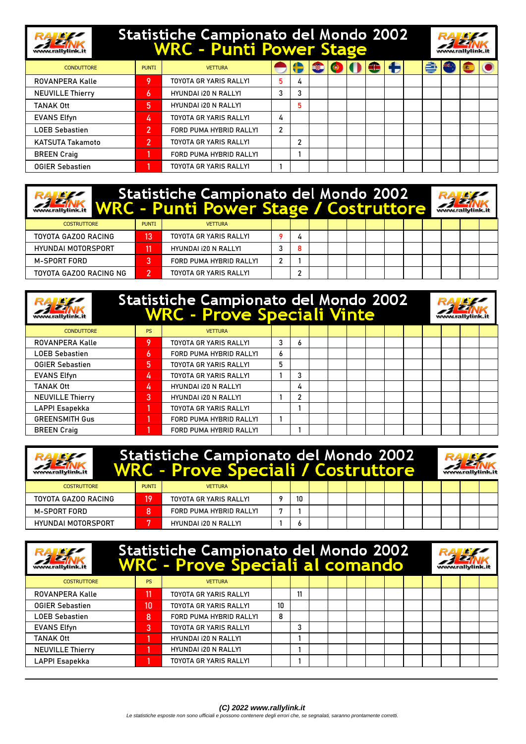## Statistiche Campionato del Mondo 2002
## WRC - Punti Power Stage

| CONDUTTORE | PUNTI | VETTURA | | | | | | | | | | | | |
|---|---|---|---|---|---|---|---|---|---|---|---|---|---|---|
| ROVANPERA Kalle | 9 | TOYOTA GR YARIS RALLY1 | 5 | 4 | | | | | | | | | | |
| NEUVILLE Thierry | 6 | HYUNDAI i20 N RALLY1 | 3 | 3 | | | | | | | | | | |
| TANAK Ott | 5 | HYUNDAI i20 N RALLY1 | | 5 | | | | | | | | | | |
| EVANS Elfyn | 4 | TOYOTA GR YARIS RALLY1 | 4 | | | | | | | | | | | |
| LOEB Sebastien | 2 | FORD PUMA HYBRID RALLY1 | 2 | | | | | | | | | | | |
| KATSUTA Takamoto | 2 | TOYOTA GR YARIS RALLY1 | | 2 | | | | | | | | | | |
| BREEN Craig | 1 | FORD PUMA HYBRID RALLY1 | | 1 | | | | | | | | | | |
| OGIER Sebastien | 1 | TOYOTA GR YARIS RALLY1 | 1 | | | | | | | | | | | |

## Statistiche Campionato del Mondo 2002
## WRC - Punti Power Stage / Costruttore

| COSTRUTTORE | PUNTI | VETTURA | | | | | | | | | | | | |
|---|---|---|---|---|---|---|---|---|---|---|---|---|---|---|
| TOYOTA GAZOO RACING | 13 | TOYOTA GR YARIS RALLY1 | 9 | 4 | | | | | | | | | | |
| HYUNDAI MOTORSPORT | 11 | HYUNDAI i20 N RALLY1 | 3 | 8 | | | | | | | | | | |
| M-SPORT FORD | 3 | FORD PUMA HYBRID RALLY1 | 2 | 1 | | | | | | | | | | |
| TOYOTA GAZOO RACING NG | 2 | TOYOTA GR YARIS RALLY1 | | 2 | | | | | | | | | | |

## Statistiche Campionato del Mondo 2002
## WRC - Prove Speciali Vinte

| CONDUTTORE | PS | VETTURA | | | | | | | | | | | | |
|---|---|---|---|---|---|---|---|---|---|---|---|---|---|---|
| ROVANPERA Kalle | 9 | TOYOTA GR YARIS RALLY1 | 3 | 6 | | | | | | | | | | |
| LOEB Sebastien | 6 | FORD PUMA HYBRID RALLY1 | 6 | | | | | | | | | | | |
| OGIER Sebastien | 5 | TOYOTA GR YARIS RALLY1 | 5 | | | | | | | | | | | |
| EVANS Elfyn | 4 | TOYOTA GR YARIS RALLY1 | 1 | 3 | | | | | | | | | | |
| TANAK Ott | 4 | HYUNDAI i20 N RALLY1 | | 4 | | | | | | | | | | |
| NEUVILLE Thierry | 3 | HYUNDAI i20 N RALLY1 | 1 | 2 | | | | | | | | | | |
| LAPPI Esapekka | 1 | TOYOTA GR YARIS RALLY1 | | 1 | | | | | | | | | | |
| GREENSMITH Gus | 1 | FORD PUMA HYBRID RALLY1 | 1 | | | | | | | | | | | |
| BREEN Craig | 1 | FORD PUMA HYBRID RALLY1 | | 1 | | | | | | | | | | |

## Statistiche Campionato del Mondo 2002
## WRC - Prove Speciali / Costruttore

| COSTRUTTORE | PUNTI | VETTURA | | | | | | | | | | | | |
|---|---|---|---|---|---|---|---|---|---|---|---|---|---|---|
| TOYOTA GAZOO RACING | 19 | TOYOTA GR YARIS RALLY1 | 9 | 10 | | | | | | | | | | |
| M-SPORT FORD | 8 | FORD PUMA HYBRID RALLY1 | 7 | 1 | | | | | | | | | | |
| HYUNDAI MOTORSPORT | 7 | HYUNDAI i20 N RALLY1 | 1 | 6 | | | | | | | | | | |

## Statistiche Campionato del Mondo 2002
## WRC - Prove Speciali al comando

| COSTRUTTORE | PS | VETTURA | | | | | | | | | | | | |
|---|---|---|---|---|---|---|---|---|---|---|---|---|---|---|
| ROVANPERA Kalle | 11 | TOYOTA GR YARIS RALLY1 | | 11 | | | | | | | | | | |
| OGIER Sebastien | 10 | TOYOTA GR YARIS RALLY1 | 10 | | | | | | | | | | | |
| LOEB Sebastien | 8 | FORD PUMA HYBRID RALLY1 | 8 | | | | | | | | | | | |
| EVANS Elfyn | 3 | TOYOTA GR YARIS RALLY1 | | 3 | | | | | | | | | | |
| TANAK Ott | 1 | HYUNDAI i20 N RALLY1 | | 1 | | | | | | | | | | |
| NEUVILLE Thierry | 1 | HYUNDAI i20 N RALLY1 | | 1 | | | | | | | | | | |
| LAPPI Esapekka | 1 | TOYOTA GR YARIS RALLY1 | | 1 | | | | | | | | | | |

***(C) 2022 www.rallylink.it***

*Le statistiche esposte non sono ufficiali e possono contenere degli errori che, se segnalati, saranno prontamente corretti.*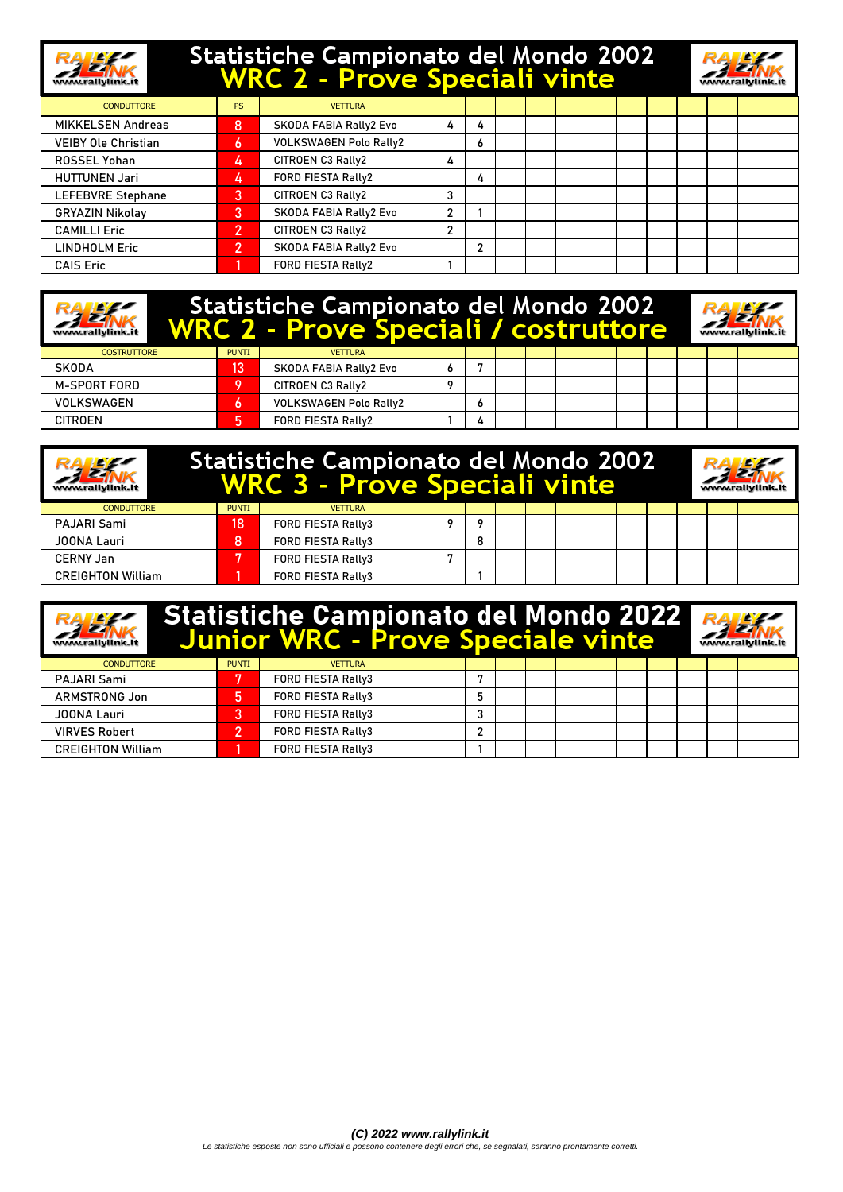# Statistiche Campionato del Mondo 2002
## WRC 2 - Prove Speciali vinte

| CONDUTTORE | PS | VETTURA | | | | | | | | | | | | |
|---|---|---|---|---|---|---|---|---|---|---|---|---|---|---|
| MIKKELSEN Andreas | 8 | SKODA FABIA Rally2 Evo | 4 | 4 | | | | | | | | | | |
| VEIBY Ole Christian | 6 | VOLKSWAGEN Polo Rally2 | | 6 | | | | | | | | | | |
| ROSSEL Yohan | 4 | CITROEN C3 Rally2 | 4 | | | | | | | | | | | |
| HUTTUNEN Jari | 4 | FORD FIESTA Rally2 | | 4 | | | | | | | | | | |
| LEFEBVRE Stephane | 3 | CITROEN C3 Rally2 | 3 | | | | | | | | | | | |
| GRYAZIN Nikolay | 3 | SKODA FABIA Rally2 Evo | 2 | 1 | | | | | | | | | | |
| CAMILLI Eric | 2 | CITROEN C3 Rally2 | 2 | | | | | | | | | | | |
| LINDHOLM Eric | 2 | SKODA FABIA Rally2 Evo | | 2 | | | | | | | | | | |
| CAIS Eric | 1 | FORD FIESTA Rally2 | 1 | | | | | | | | | | | |

# Statistiche Campionato del Mondo 2002
## WRC 2 - Prove Speciali / costruttore

| COSTRUTTORE | PUNTI | VETTURA | | | | | | | | | | | | |
|---|---|---|---|---|---|---|---|---|---|---|---|---|---|---|
| SKODA | 13 | SKODA FABIA Rally2 Evo | 6 | 7 | | | | | | | | | | |
| M-SPORT FORD | 9 | CITROEN C3 Rally2 | 9 | | | | | | | | | | | |
| VOLKSWAGEN | 6 | VOLKSWAGEN Polo Rally2 | | 6 | | | | | | | | | | |
| CITROEN | 5 | FORD FIESTA Rally2 | 1 | 4 | | | | | | | | | | |

# Statistiche Campionato del Mondo 2002
## WRC 3 - Prove Speciali vinte

| CONDUTTORE | PUNTI | VETTURA | | | | | | | | | | | | |
|---|---|---|---|---|---|---|---|---|---|---|---|---|---|---|
| PAJARI Sami | 18 | FORD FIESTA Rally3 | 9 | 9 | | | | | | | | | | |
| JOONA Lauri | 8 | FORD FIESTA Rally3 | | 8 | | | | | | | | | | |
| CERNY Jan | 7 | FORD FIESTA Rally3 | 7 | | | | | | | | | | | |
| CREIGHTON William | 1 | FORD FIESTA Rally3 | | 1 | | | | | | | | | | |

# Statistiche Campionato del Mondo 2022
## Junior WRC - Prove Speciale vinte

| CONDUTTORE | PUNTI | VETTURA | | | | | | | | | | | | |
|---|---|---|---|---|---|---|---|---|---|---|---|---|---|---|
| PAJARI Sami | 7 | FORD FIESTA Rally3 | | 7 | | | | | | | | | | |
| ARMSTRONG Jon | 5 | FORD FIESTA Rally3 | | 5 | | | | | | | | | | |
| JOONA Lauri | 3 | FORD FIESTA Rally3 | | 3 | | | | | | | | | | |
| VIRVES Robert | 2 | FORD FIESTA Rally3 | | 2 | | | | | | | | | | |
| CREIGHTON William | 1 | FORD FIESTA Rally3 | | 1 | | | | | | | | | | |

**(C) 2022 www.rallylink.it**

*Le statistiche esposte non sono ufficiali e possono contenere degli errori che, se segnalati, saranno prontamente corretti.*